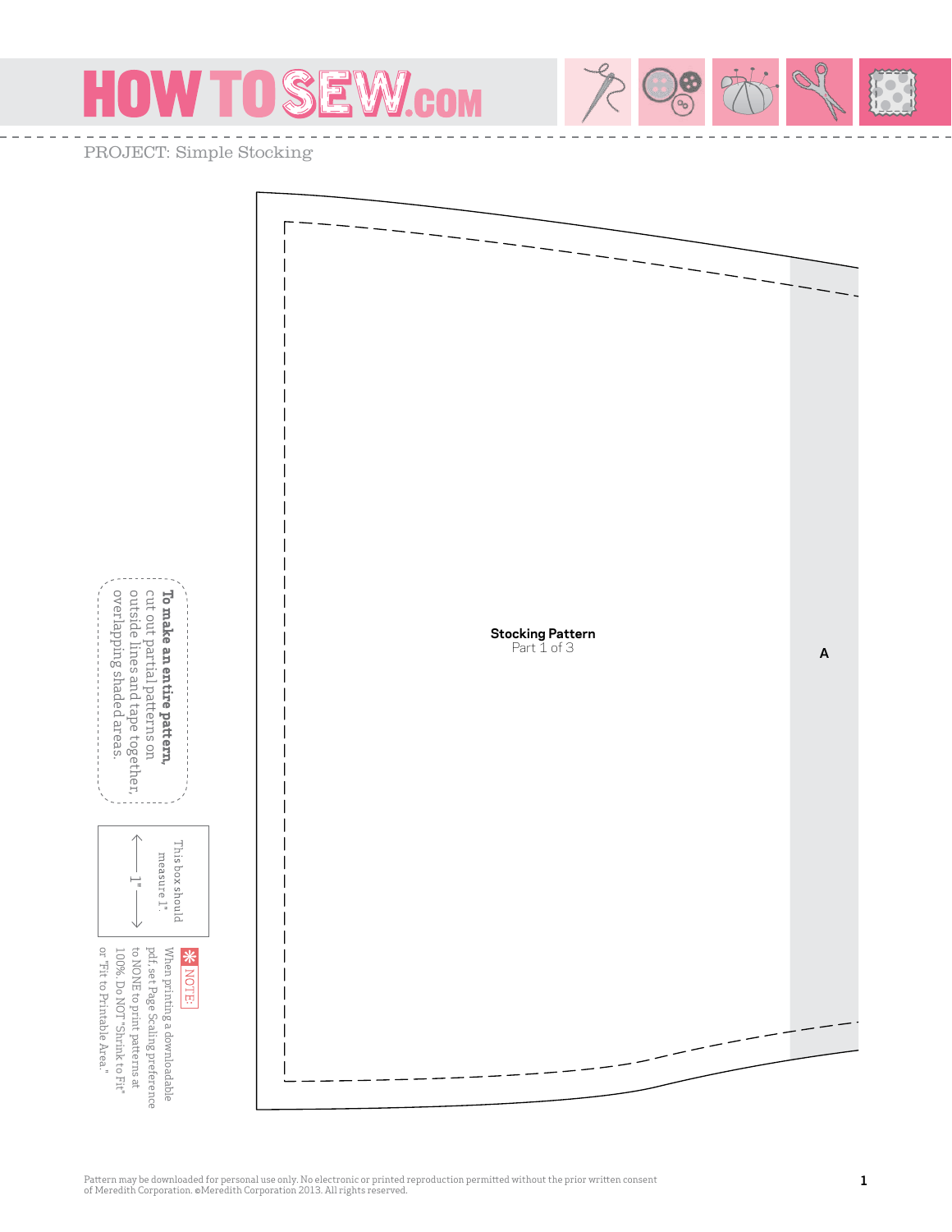HOW TO SEW.COM

PROJECT: Simple Stocking

**Stocking Pattern**
Part 1 of 3

A

**To make an entire pattern,** cut out partial patterns on outside lines and tape together, overlapping shaded areas.

This box should measure 1".

1"

NOTE: When printing a downloadable pdf, set Page Scaling preference to NONE to print patterns at 100%. Do NOT "Shrink to Fit" or "Fit to Printable Area."

Pattern may be downloaded for personal use only. No electronic or printed reproduction permitted without the prior written consent of Meredith Corporation. ©Meredith Corporation 2013. All rights reserved.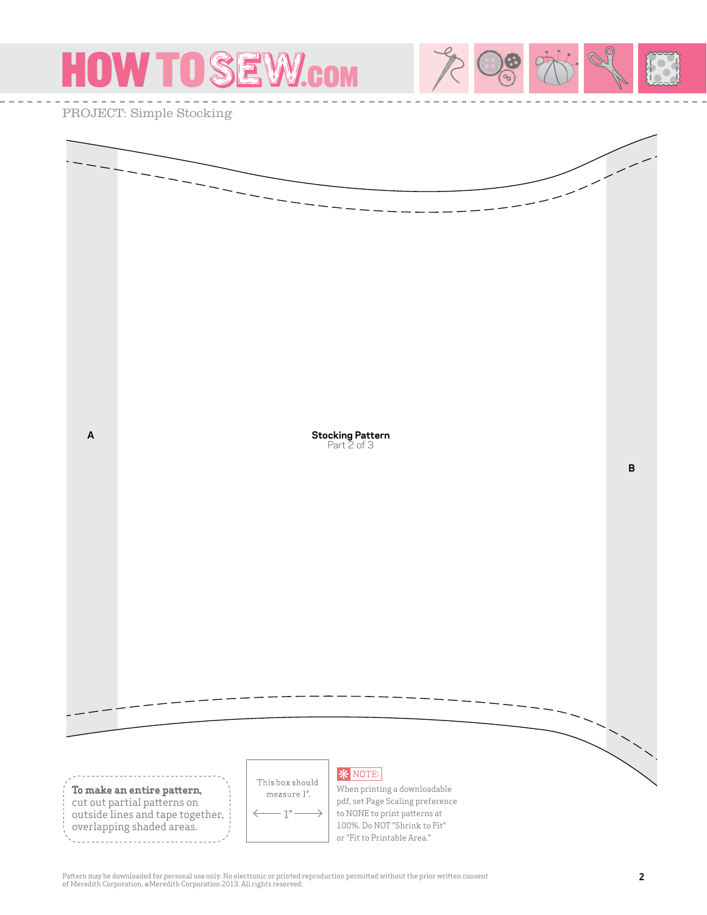PROJECT: Simple Stocking

A

**Stocking Pattern**
Part 2 of 3

B

**To make an entire pattern,** cut out partial patterns on outside lines and tape together, overlapping shaded areas.

This box should measure 1".

← 1" →

NOTE: When printing a downloadable pdf, set Page Scaling preference to NONE to print patterns at 100%. Do NOT "Shrink to Fit" or "Fit to Printable Area."

Pattern may be downloaded for personal use only. No electronic or printed reproduction permitted without the prior written consent of Meredith Corporation. ©Meredith Corporation 2013. All rights reserved.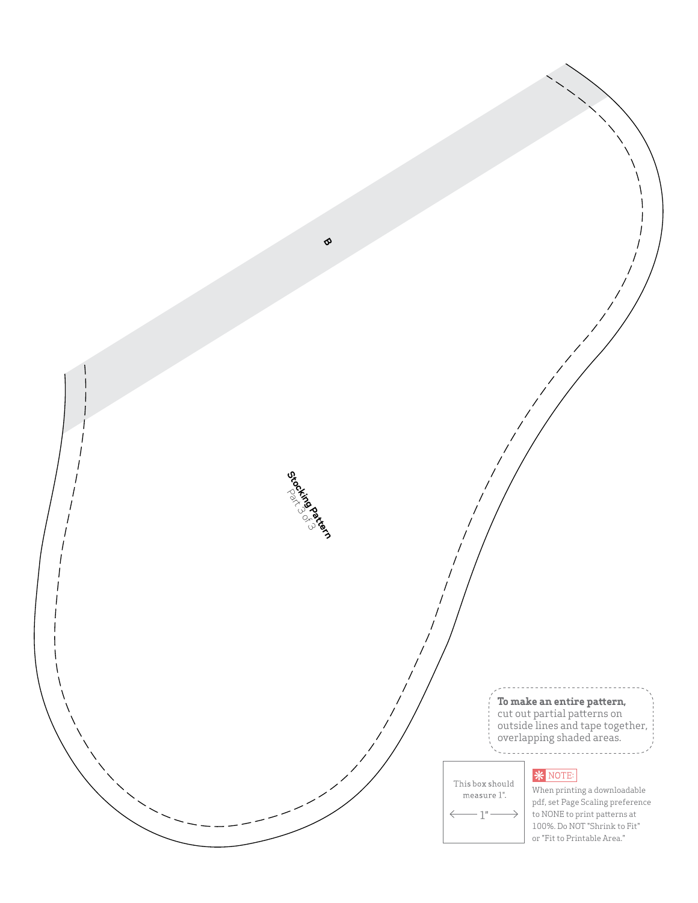B

**Stocking Pattern**
Part 3 of 3

**To make an entire pattern,** cut out partial patterns on outside lines and tape together, overlapping shaded areas.

This box should measure 1".

1"

NOTE:
When printing a downloadable pdf, set Page Scaling preference to NONE to print patterns at 100%. Do NOT "Shrink to Fit" or "Fit to Printable Area."